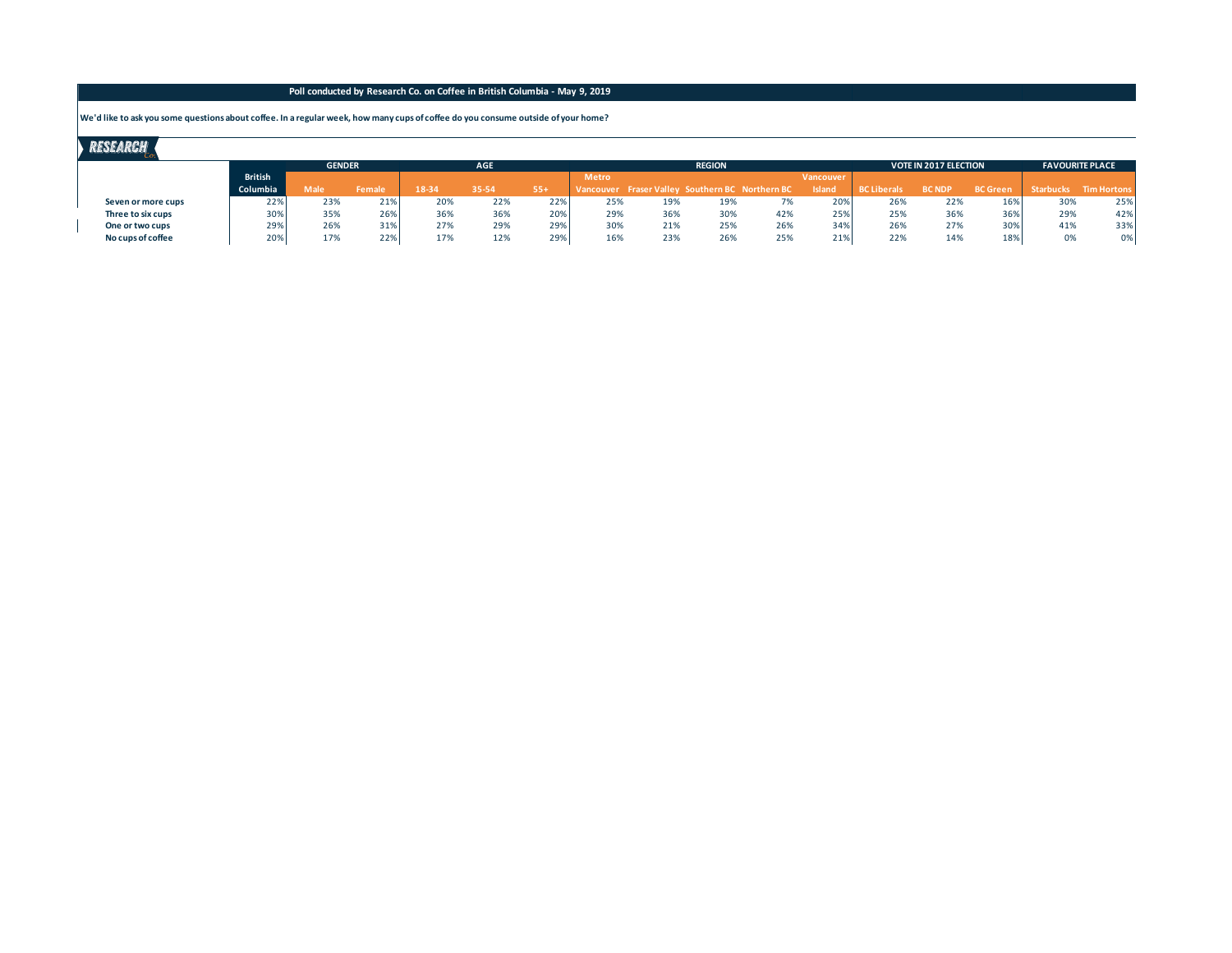**Poll conducted by Research Co. on Coffee in British Columbia - May 9, 2019**

**We'd like to ask you some questions about coffee. In a regular week, how many cups of coffee do you consume outside of your home?**

| | British Columbia | GENDER | | AGE | | | REGION | | | | | VOTE IN 2017 ELECTION | | | FAVOURITE PLACE | |
|---|---|---|---|---|---|---|---|---|---|---|---|---|---|---|---|---|
| | | Male | Female | 18-34 | 35-54 | 55+ | Metro Vancouver | Fraser Valley | Southern BC | Northern BC | Vancouver Island | BC Liberals | BC NDP | BC Green | Starbucks | Tim Hortons |
| **Seven or more cups** | 22% | 23% | 21% | 20% | 22% | 22% | 25% | 19% | 19% | 7% | 20% | 26% | 22% | 16% | 30% | 25% |
| **Three to six cups** | 30% | 35% | 26% | 36% | 36% | 20% | 29% | 36% | 30% | 42% | 25% | 25% | 36% | 36% | 29% | 42% |
| **One or two cups** | 29% | 26% | 31% | 27% | 29% | 29% | 30% | 21% | 25% | 26% | 34% | 26% | 27% | 30% | 41% | 33% |
| **No cups of coffee** | 20% | 17% | 22% | 17% | 12% | 29% | 16% | 23% | 26% | 25% | 21% | 22% | 14% | 18% | 0% | 0% |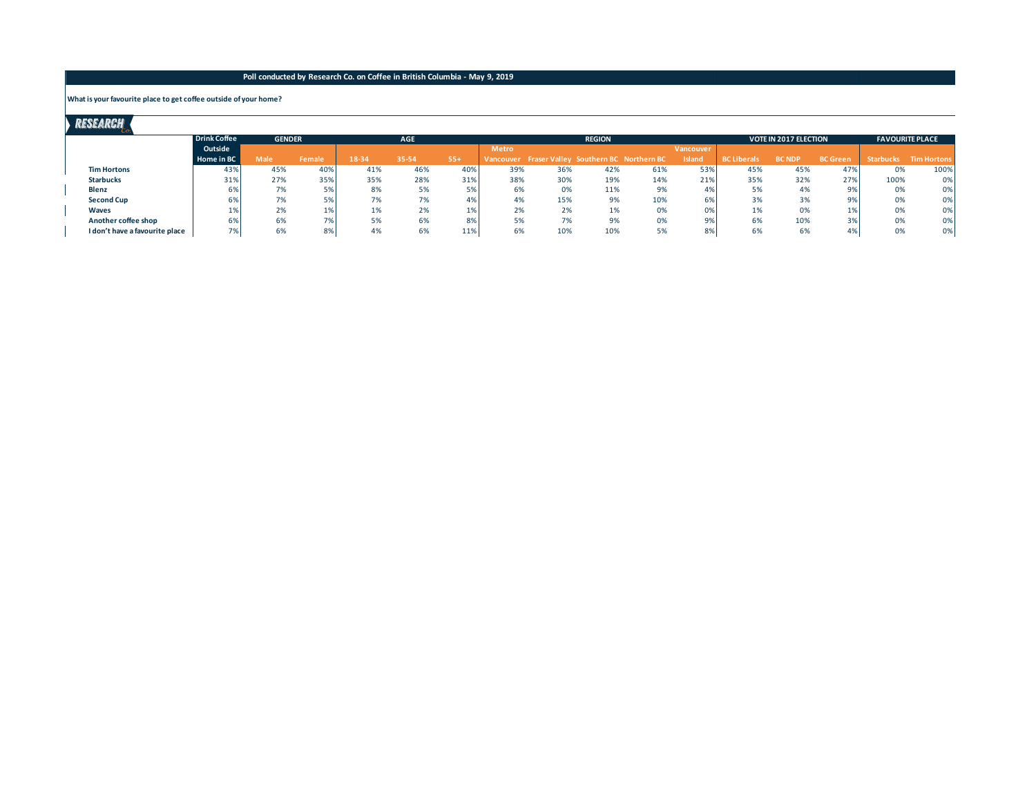**Poll conducted by Research Co. on Coffee in British Columbia - May 9, 2019**

**What is your favourite place to get coffee outside of your home?**

RESEARCH Co.

| | Drink Coffee Outside Home in BC | GENDER | | AGE | | | REGION | | | | | VOTE IN 2017 ELECTION | | | FAVOURITE PLACE | |
|---|---|---|---|---|---|---|---|---|---|---|---|---|---|---|---|---|
| | | Male | Female | 18-34 | 35-54 | 55+ | Metro Vancouver | Fraser Valley | Southern BC | Northern BC | Vancouver Island | BC Liberals | BC NDP | BC Green | Starbucks | Tim Hortons |
| **Tim Hortons** | 43% | 45% | 40% | 41% | 46% | 40% | 39% | 36% | 42% | 61% | 53% | 45% | 45% | 47% | 0% | 100% |
| **Starbucks** | 31% | 27% | 35% | 35% | 28% | 31% | 38% | 30% | 19% | 14% | 21% | 35% | 32% | 27% | 100% | 0% |
| **Blenz** | 6% | 7% | 5% | 8% | 5% | 5% | 6% | 0% | 11% | 9% | 4% | 5% | 4% | 9% | 0% | 0% |
| **Second Cup** | 6% | 7% | 5% | 7% | 7% | 4% | 4% | 15% | 9% | 10% | 6% | 3% | 3% | 9% | 0% | 0% |
| **Waves** | 1% | 2% | 1% | 1% | 2% | 1% | 2% | 2% | 1% | 0% | 0% | 1% | 0% | 1% | 0% | 0% |
| **Another coffee shop** | 6% | 6% | 7% | 5% | 6% | 8% | 5% | 7% | 9% | 0% | 9% | 6% | 10% | 3% | 0% | 0% |
| **I don't have a favourite place** | 7% | 6% | 8% | 4% | 6% | 11% | 6% | 10% | 10% | 5% | 8% | 6% | 6% | 4% | 0% | 0% |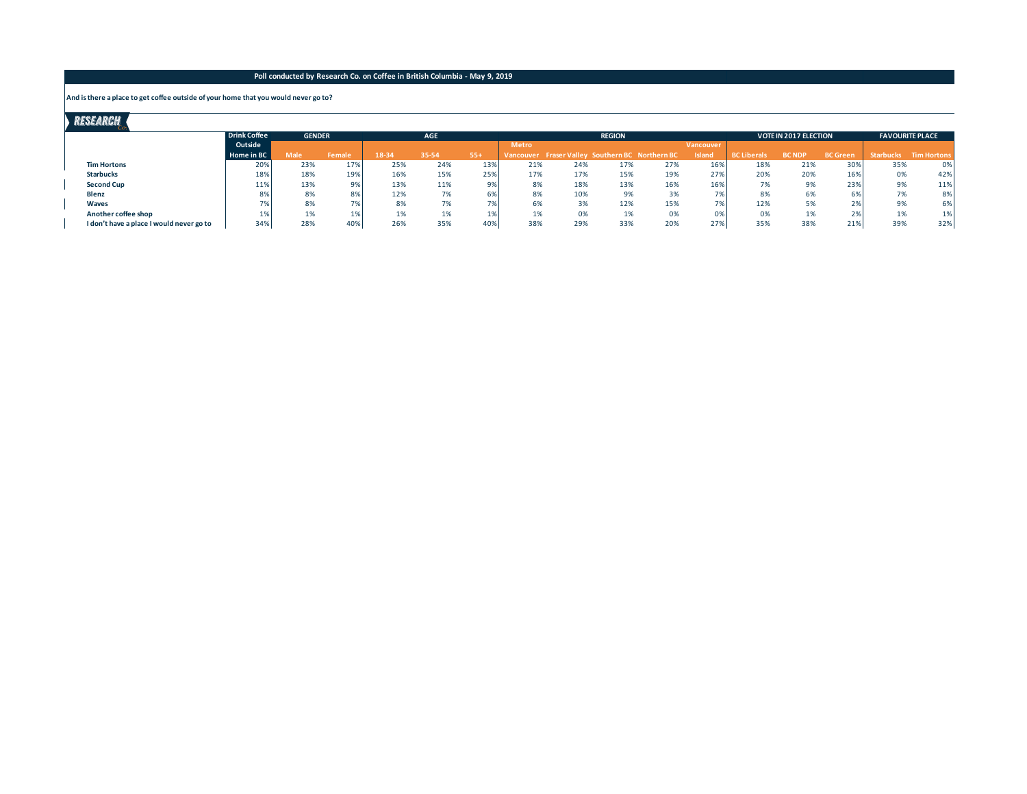**Poll conducted by Research Co. on Coffee in British Columbia - May 9, 2019**

**And is there a place to get coffee outside of your home that you would never go to?**

| | Drink Coffee Outside Home in BC | GENDER | | AGE | | | REGION | | | | | VOTE IN 2017 ELECTION | | | FAVOURITE PLACE | |
|---|---|---|---|---|---|---|---|---|---|---|---|---|---|---|---|---|
| | | Male | Female | 18-34 | 35-54 | 55+ | Metro Vancouver | Fraser Valley | Southern BC | Northern BC | Vancouver Island | BC Liberals | BC NDP | BC Green | Starbucks | Tim Hortons |
| **Tim Hortons** | 20% | 23% | 17% | 25% | 24% | 13% | 21% | 24% | 17% | 27% | 16% | 18% | 21% | 30% | 35% | 0% |
| **Starbucks** | 18% | 18% | 19% | 16% | 15% | 25% | 17% | 17% | 15% | 19% | 27% | 20% | 20% | 16% | 0% | 42% |
| **Second Cup** | 11% | 13% | 9% | 13% | 11% | 9% | 8% | 18% | 13% | 16% | 16% | 7% | 9% | 23% | 9% | 11% |
| **Blenz** | 8% | 8% | 8% | 12% | 7% | 6% | 8% | 10% | 9% | 3% | 7% | 8% | 6% | 6% | 7% | 8% |
| **Waves** | 7% | 8% | 7% | 8% | 7% | 7% | 6% | 3% | 12% | 15% | 7% | 12% | 5% | 2% | 9% | 6% |
| **Another coffee shop** | 1% | 1% | 1% | 1% | 1% | 1% | 1% | 0% | 1% | 0% | 0% | 0% | 1% | 2% | 1% | 1% |
| **I don't have a place I would never go to** | 34% | 28% | 40% | 26% | 35% | 40% | 38% | 29% | 33% | 20% | 27% | 35% | 38% | 21% | 39% | 32% |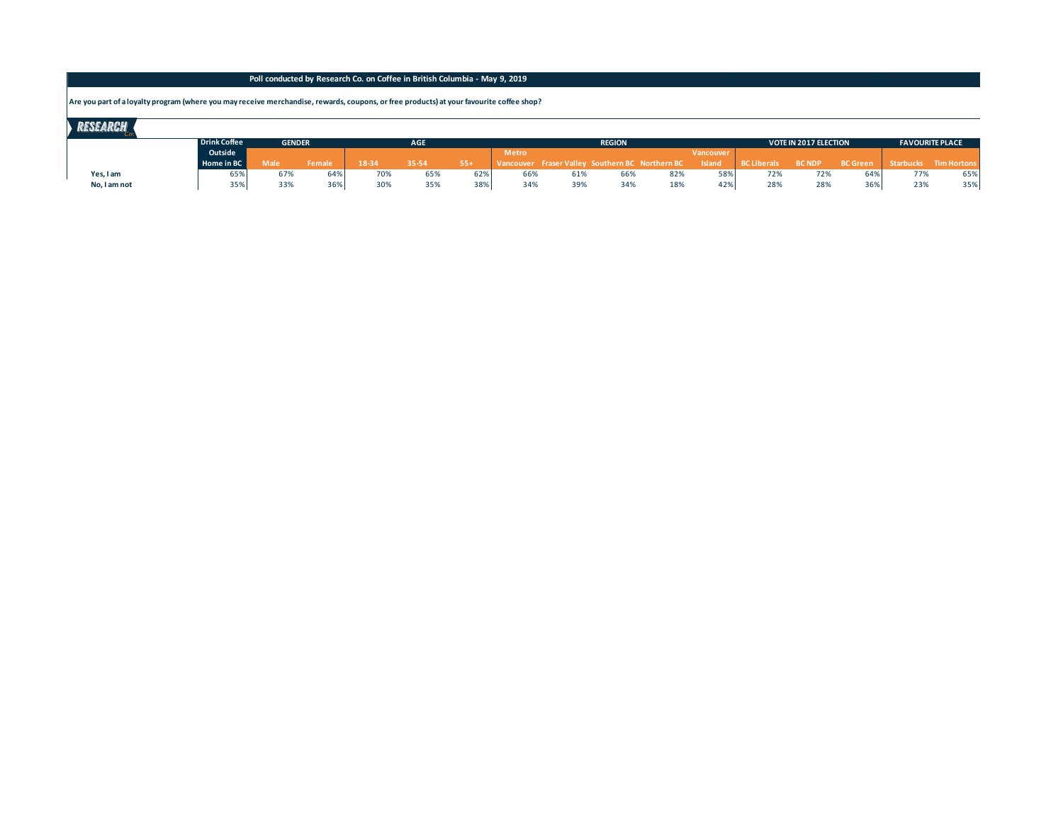**Poll conducted by Research Co. on Coffee in British Columbia - May 9, 2019**

**Are you part of a loyalty program (where you may receive merchandise, rewards, coupons, or free products) at your favourite coffee shop?**

| | Drink Coffee Outside Home in BC | GENDER | | AGE | | | REGION | | | | | VOTE IN 2017 ELECTION | | | FAVOURITE PLACE | |
|---|---|---|---|---|---|---|---|---|---|---|---|---|---|---|---|---|
| | | Male | Female | 18-34 | 35-54 | 55+ | Metro Vancouver | Fraser Valley | Southern BC | Northern BC | Vancouver Island | BC Liberals | BC NDP | BC Green | Starbucks | Tim Hortons |
| **Yes, I am** | 65% | 67% | 64% | 70% | 65% | 62% | 66% | 61% | 66% | 82% | 58% | 72% | 72% | 64% | 77% | 65% |
| **No, I am not** | 35% | 33% | 36% | 30% | 35% | 38% | 34% | 39% | 34% | 18% | 42% | 28% | 28% | 36% | 23% | 35% |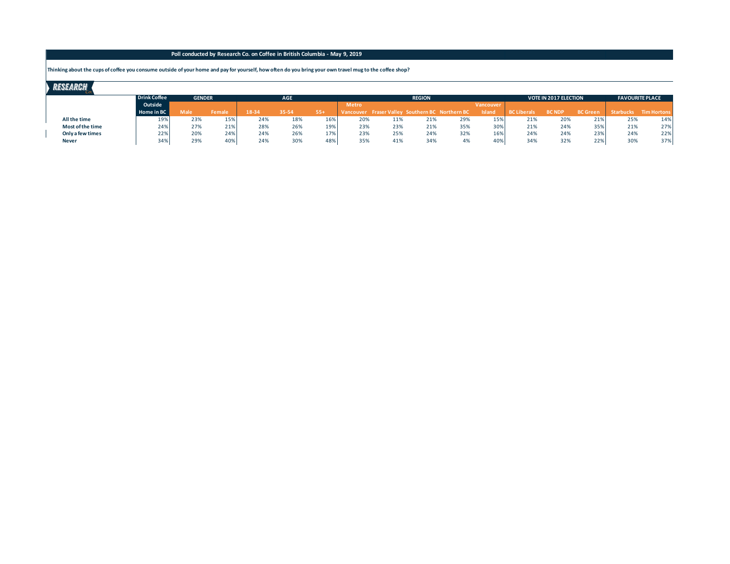**Poll conducted by Research Co. on Coffee in British Columbia - May 9, 2019**

**Thinking about the cups of coffee you consume outside of your home and pay for yourself, how often do you bring your own travel mug to the coffee shop?**

| | Drink Coffee Outside Home in BC | GENDER | | AGE | | | REGION | | | | | VOTE IN 2017 ELECTION | | | FAVOURITE PLACE | |
|---|---|---|---|---|---|---|---|---|---|---|---|---|---|---|---|---|
| | | Male | Female | 18-34 | 35-54 | 55+ | Metro Vancouver | Fraser Valley | Southern BC | Northern BC | Vancouver Island | BC Liberals | BC NDP | BC Green | Starbucks | Tim Hortons |
| **All the time** | 19% | 23% | 15% | 24% | 18% | 16% | 20% | 11% | 21% | 29% | 15% | 21% | 20% | 21% | 25% | 14% |
| **Most of the time** | 24% | 27% | 21% | 28% | 26% | 19% | 23% | 23% | 21% | 35% | 30% | 21% | 24% | 35% | 21% | 27% |
| **Only a few times** | 22% | 20% | 24% | 24% | 26% | 17% | 23% | 25% | 24% | 32% | 16% | 24% | 24% | 23% | 24% | 22% |
| **Never** | 34% | 29% | 40% | 24% | 30% | 48% | 35% | 41% | 34% | 4% | 40% | 34% | 32% | 22% | 30% | 37% |